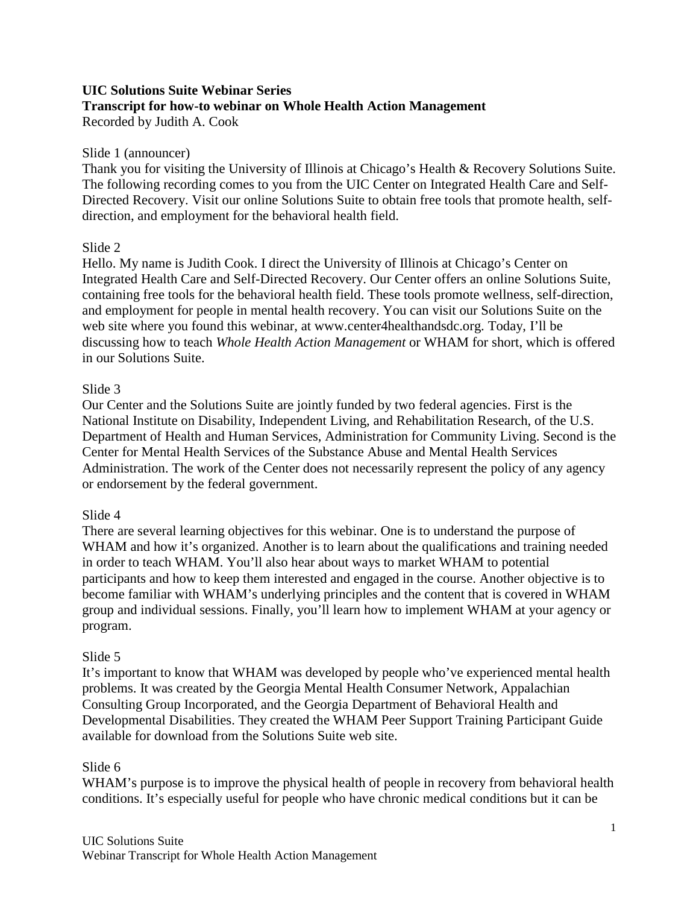**UIC Solutions Suite Webinar Series**
**Transcript for how-to webinar on Whole Health Action Management**
Recorded by Judith A. Cook

Slide 1 (announcer)
Thank you for visiting the University of Illinois at Chicago's Health & Recovery Solutions Suite. The following recording comes to you from the UIC Center on Integrated Health Care and Self-Directed Recovery. Visit our online Solutions Suite to obtain free tools that promote health, self-direction, and employment for the behavioral health field.

Slide 2
Hello. My name is Judith Cook. I direct the University of Illinois at Chicago's Center on Integrated Health Care and Self-Directed Recovery. Our Center offers an online Solutions Suite, containing free tools for the behavioral health field. These tools promote wellness, self-direction, and employment for people in mental health recovery. You can visit our Solutions Suite on the web site where you found this webinar, at www.center4healthandsdc.org. Today, I'll be discussing how to teach *Whole Health Action Management* or WHAM for short, which is offered in our Solutions Suite.

Slide 3
Our Center and the Solutions Suite are jointly funded by two federal agencies. First is the National Institute on Disability, Independent Living, and Rehabilitation Research, of the U.S. Department of Health and Human Services, Administration for Community Living. Second is the Center for Mental Health Services of the Substance Abuse and Mental Health Services Administration. The work of the Center does not necessarily represent the policy of any agency or endorsement by the federal government.

Slide 4
There are several learning objectives for this webinar. One is to understand the purpose of WHAM and how it's organized. Another is to learn about the qualifications and training needed in order to teach WHAM. You'll also hear about ways to market WHAM to potential participants and how to keep them interested and engaged in the course. Another objective is to become familiar with WHAM's underlying principles and the content that is covered in WHAM group and individual sessions. Finally, you'll learn how to implement WHAM at your agency or program.

Slide 5
It's important to know that WHAM was developed by people who've experienced mental health problems. It was created by the Georgia Mental Health Consumer Network, Appalachian Consulting Group Incorporated, and the Georgia Department of Behavioral Health and Developmental Disabilities. They created the WHAM Peer Support Training Participant Guide available for download from the Solutions Suite web site.

Slide 6
WHAM's purpose is to improve the physical health of people in recovery from behavioral health conditions. It's especially useful for people who have chronic medical conditions but it can be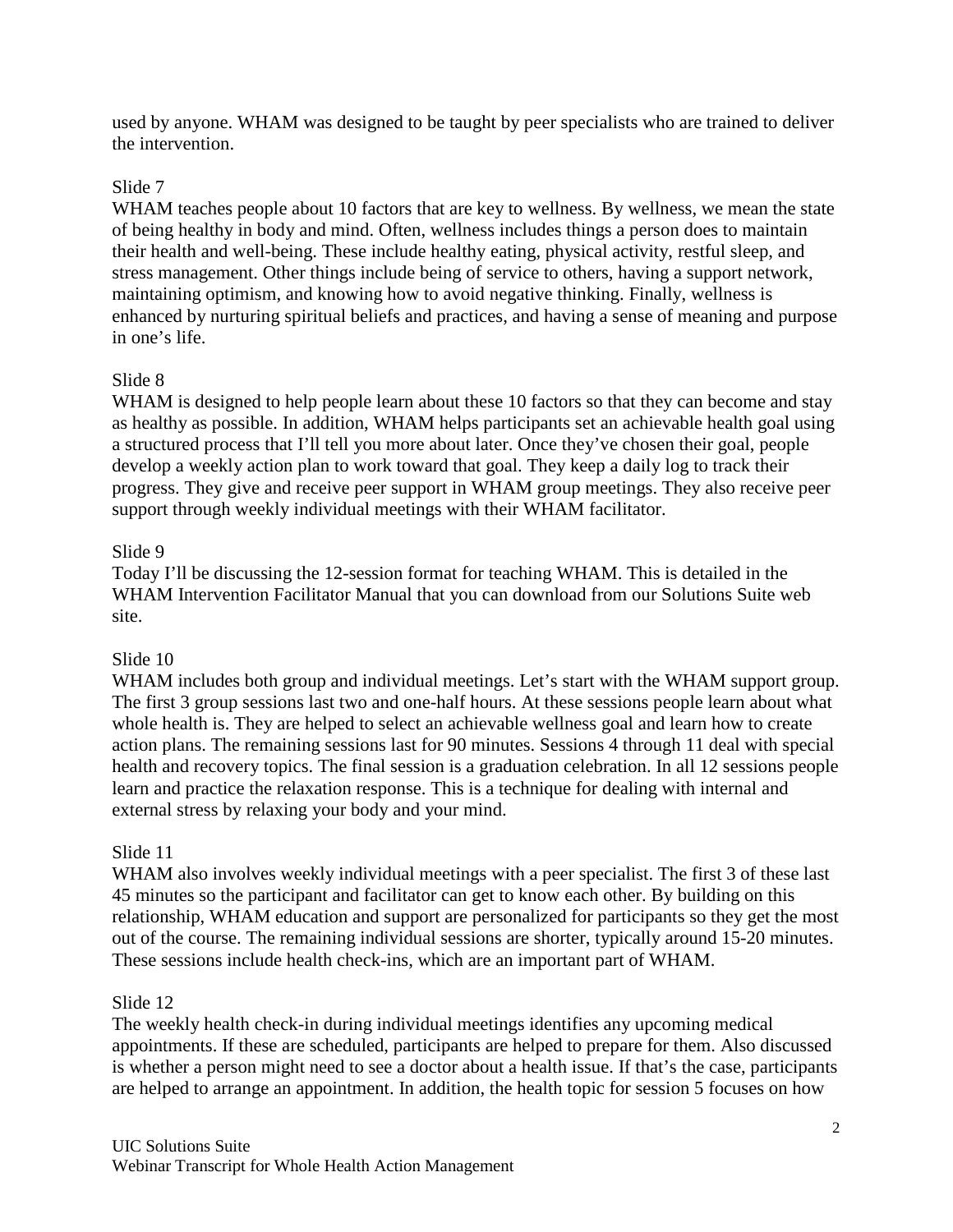used by anyone. WHAM was designed to be taught by peer specialists who are trained to deliver the intervention.

Slide 7

WHAM teaches people about 10 factors that are key to wellness. By wellness, we mean the state of being healthy in body and mind. Often, wellness includes things a person does to maintain their health and well-being. These include healthy eating, physical activity, restful sleep, and stress management. Other things include being of service to others, having a support network, maintaining optimism, and knowing how to avoid negative thinking. Finally, wellness is enhanced by nurturing spiritual beliefs and practices, and having a sense of meaning and purpose in one's life.

Slide 8

WHAM is designed to help people learn about these 10 factors so that they can become and stay as healthy as possible. In addition, WHAM helps participants set an achievable health goal using a structured process that I'll tell you more about later. Once they've chosen their goal, people develop a weekly action plan to work toward that goal. They keep a daily log to track their progress. They give and receive peer support in WHAM group meetings. They also receive peer support through weekly individual meetings with their WHAM facilitator.

Slide 9

Today I'll be discussing the 12-session format for teaching WHAM. This is detailed in the WHAM Intervention Facilitator Manual that you can download from our Solutions Suite web site.

Slide 10

WHAM includes both group and individual meetings. Let's start with the WHAM support group. The first 3 group sessions last two and one-half hours. At these sessions people learn about what whole health is. They are helped to select an achievable wellness goal and learn how to create action plans. The remaining sessions last for 90 minutes. Sessions 4 through 11 deal with special health and recovery topics. The final session is a graduation celebration. In all 12 sessions people learn and practice the relaxation response. This is a technique for dealing with internal and external stress by relaxing your body and your mind.

Slide 11

WHAM also involves weekly individual meetings with a peer specialist. The first 3 of these last 45 minutes so the participant and facilitator can get to know each other. By building on this relationship, WHAM education and support are personalized for participants so they get the most out of the course. The remaining individual sessions are shorter, typically around 15-20 minutes. These sessions include health check-ins, which are an important part of WHAM.

Slide 12

The weekly health check-in during individual meetings identifies any upcoming medical appointments. If these are scheduled, participants are helped to prepare for them. Also discussed is whether a person might need to see a doctor about a health issue. If that's the case, participants are helped to arrange an appointment. In addition, the health topic for session 5 focuses on how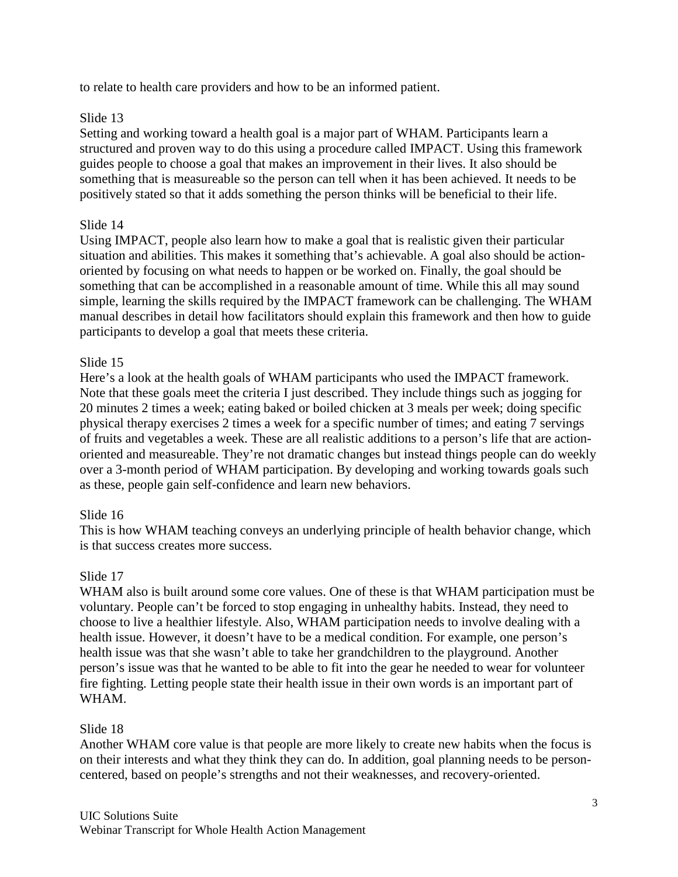to relate to health care providers and how to be an informed patient.

Slide 13
Setting and working toward a health goal is a major part of WHAM. Participants learn a structured and proven way to do this using a procedure called IMPACT. Using this framework guides people to choose a goal that makes an improvement in their lives. It also should be something that is measureable so the person can tell when it has been achieved. It needs to be positively stated so that it adds something the person thinks will be beneficial to their life.

Slide 14
Using IMPACT, people also learn how to make a goal that is realistic given their particular situation and abilities. This makes it something that's achievable. A goal also should be action-oriented by focusing on what needs to happen or be worked on. Finally, the goal should be something that can be accomplished in a reasonable amount of time. While this all may sound simple, learning the skills required by the IMPACT framework can be challenging. The WHAM manual describes in detail how facilitators should explain this framework and then how to guide participants to develop a goal that meets these criteria.

Slide 15
Here's a look at the health goals of WHAM participants who used the IMPACT framework. Note that these goals meet the criteria I just described. They include things such as jogging for 20 minutes 2 times a week; eating baked or boiled chicken at 3 meals per week; doing specific physical therapy exercises 2 times a week for a specific number of times; and eating 7 servings of fruits and vegetables a week. These are all realistic additions to a person's life that are action-oriented and measureable. They're not dramatic changes but instead things people can do weekly over a 3-month period of WHAM participation. By developing and working towards goals such as these, people gain self-confidence and learn new behaviors.

Slide 16
This is how WHAM teaching conveys an underlying principle of health behavior change, which is that success creates more success.

Slide 17
WHAM also is built around some core values. One of these is that WHAM participation must be voluntary. People can't be forced to stop engaging in unhealthy habits. Instead, they need to choose to live a healthier lifestyle. Also, WHAM participation needs to involve dealing with a health issue. However, it doesn't have to be a medical condition. For example, one person's health issue was that she wasn't able to take her grandchildren to the playground. Another person's issue was that he wanted to be able to fit into the gear he needed to wear for volunteer fire fighting. Letting people state their health issue in their own words is an important part of WHAM.

Slide 18
Another WHAM core value is that people are more likely to create new habits when the focus is on their interests and what they think they can do. In addition, goal planning needs to be person-centered, based on people's strengths and not their weaknesses, and recovery-oriented.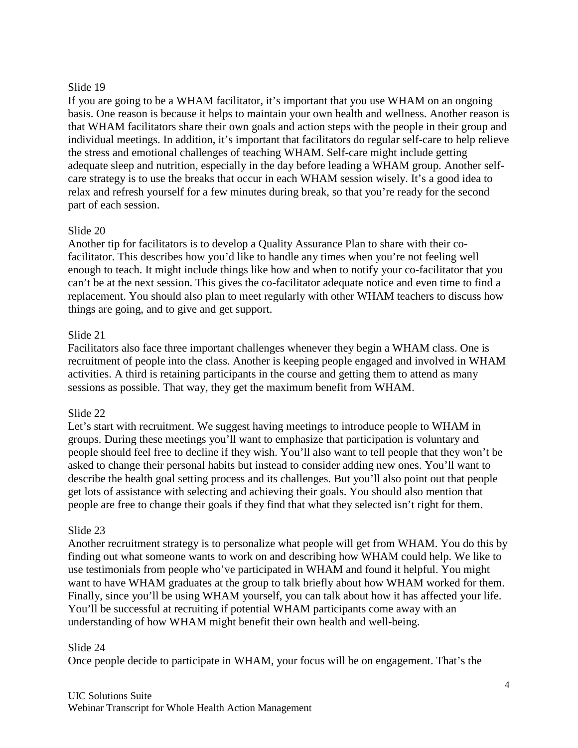Slide 19

If you are going to be a WHAM facilitator, it's important that you use WHAM on an ongoing basis. One reason is because it helps to maintain your own health and wellness. Another reason is that WHAM facilitators share their own goals and action steps with the people in their group and individual meetings. In addition, it's important that facilitators do regular self-care to help relieve the stress and emotional challenges of teaching WHAM. Self-care might include getting adequate sleep and nutrition, especially in the day before leading a WHAM group. Another self-care strategy is to use the breaks that occur in each WHAM session wisely. It's a good idea to relax and refresh yourself for a few minutes during break, so that you're ready for the second part of each session.

Slide 20

Another tip for facilitators is to develop a Quality Assurance Plan to share with their co-facilitator. This describes how you'd like to handle any times when you're not feeling well enough to teach. It might include things like how and when to notify your co-facilitator that you can't be at the next session. This gives the co-facilitator adequate notice and even time to find a replacement. You should also plan to meet regularly with other WHAM teachers to discuss how things are going, and to give and get support.

Slide 21

Facilitators also face three important challenges whenever they begin a WHAM class. One is recruitment of people into the class. Another is keeping people engaged and involved in WHAM activities. A third is retaining participants in the course and getting them to attend as many sessions as possible. That way, they get the maximum benefit from WHAM.

Slide 22

Let's start with recruitment. We suggest having meetings to introduce people to WHAM in groups. During these meetings you'll want to emphasize that participation is voluntary and people should feel free to decline if they wish. You'll also want to tell people that they won't be asked to change their personal habits but instead to consider adding new ones. You'll want to describe the health goal setting process and its challenges. But you'll also point out that people get lots of assistance with selecting and achieving their goals. You should also mention that people are free to change their goals if they find that what they selected isn't right for them.

Slide 23

Another recruitment strategy is to personalize what people will get from WHAM. You do this by finding out what someone wants to work on and describing how WHAM could help. We like to use testimonials from people who've participated in WHAM and found it helpful. You might want to have WHAM graduates at the group to talk briefly about how WHAM worked for them. Finally, since you'll be using WHAM yourself, you can talk about how it has affected your life. You'll be successful at recruiting if potential WHAM participants come away with an understanding of how WHAM might benefit their own health and well-being.

Slide 24

Once people decide to participate in WHAM, your focus will be on engagement. That's the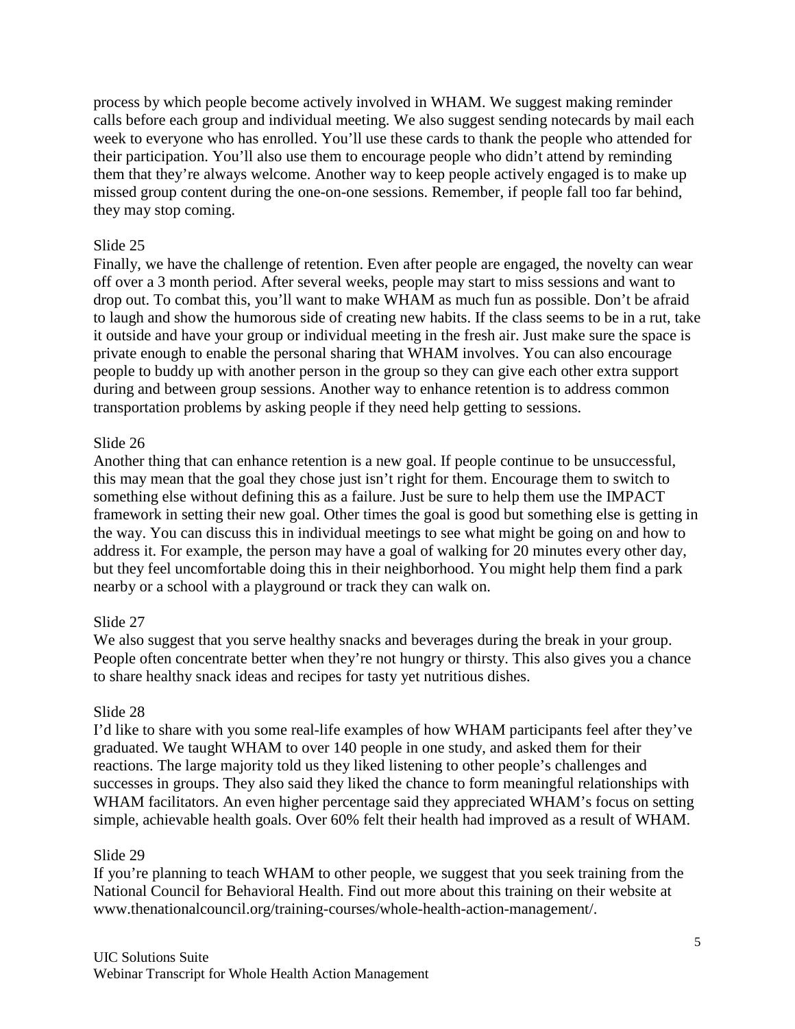process by which people become actively involved in WHAM. We suggest making reminder calls before each group and individual meeting. We also suggest sending notecards by mail each week to everyone who has enrolled. You'll use these cards to thank the people who attended for their participation. You'll also use them to encourage people who didn't attend by reminding them that they're always welcome. Another way to keep people actively engaged is to make up missed group content during the one-on-one sessions. Remember, if people fall too far behind, they may stop coming.

Slide 25

Finally, we have the challenge of retention. Even after people are engaged, the novelty can wear off over a 3 month period. After several weeks, people may start to miss sessions and want to drop out. To combat this, you'll want to make WHAM as much fun as possible. Don't be afraid to laugh and show the humorous side of creating new habits. If the class seems to be in a rut, take it outside and have your group or individual meeting in the fresh air. Just make sure the space is private enough to enable the personal sharing that WHAM involves. You can also encourage people to buddy up with another person in the group so they can give each other extra support during and between group sessions. Another way to enhance retention is to address common transportation problems by asking people if they need help getting to sessions.

Slide 26

Another thing that can enhance retention is a new goal. If people continue to be unsuccessful, this may mean that the goal they chose just isn't right for them. Encourage them to switch to something else without defining this as a failure. Just be sure to help them use the IMPACT framework in setting their new goal. Other times the goal is good but something else is getting in the way. You can discuss this in individual meetings to see what might be going on and how to address it. For example, the person may have a goal of walking for 20 minutes every other day, but they feel uncomfortable doing this in their neighborhood. You might help them find a park nearby or a school with a playground or track they can walk on.

Slide 27

We also suggest that you serve healthy snacks and beverages during the break in your group. People often concentrate better when they're not hungry or thirsty. This also gives you a chance to share healthy snack ideas and recipes for tasty yet nutritious dishes.

Slide 28

I'd like to share with you some real-life examples of how WHAM participants feel after they've graduated. We taught WHAM to over 140 people in one study, and asked them for their reactions. The large majority told us they liked listening to other people's challenges and successes in groups. They also said they liked the chance to form meaningful relationships with WHAM facilitators. An even higher percentage said they appreciated WHAM's focus on setting simple, achievable health goals. Over 60% felt their health had improved as a result of WHAM.

Slide 29

If you're planning to teach WHAM to other people, we suggest that you seek training from the National Council for Behavioral Health. Find out more about this training on their website at www.thenationalcouncil.org/training-courses/whole-health-action-management/.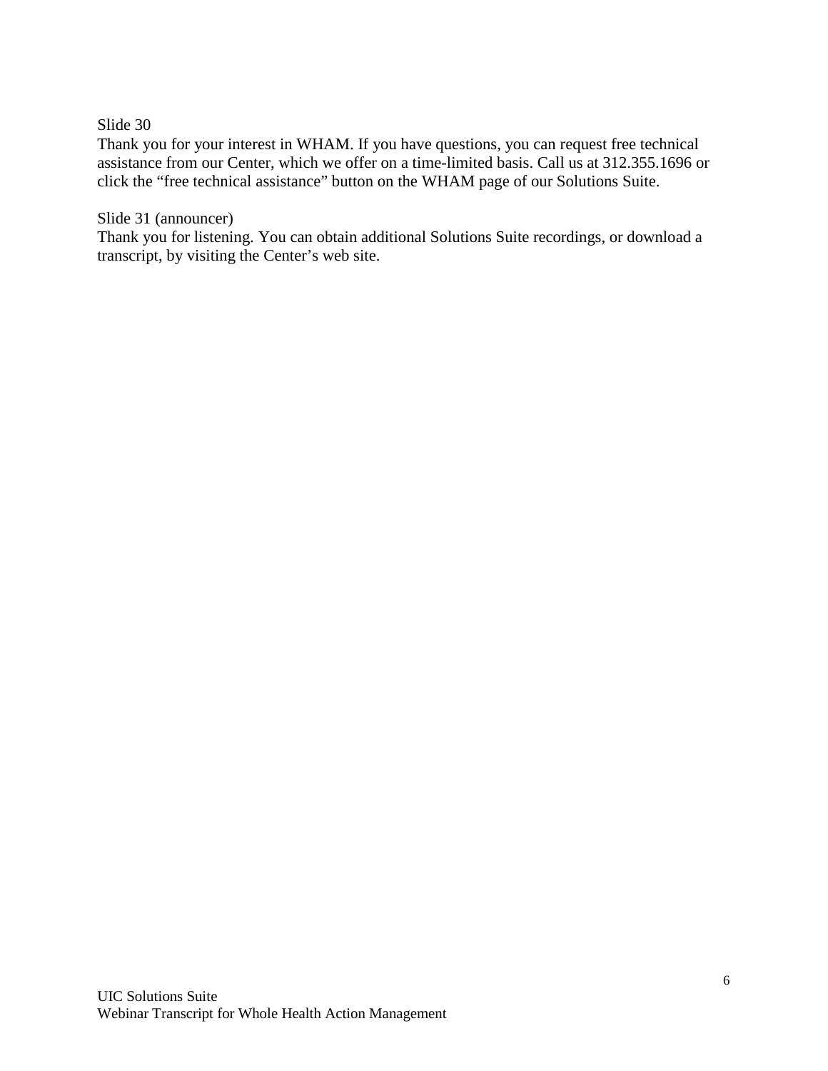Slide 30

Thank you for your interest in WHAM. If you have questions, you can request free technical assistance from our Center, which we offer on a time-limited basis. Call us at 312.355.1696 or click the “free technical assistance” button on the WHAM page of our Solutions Suite.

Slide 31 (announcer)

Thank you for listening. You can obtain additional Solutions Suite recordings, or download a transcript, by visiting the Center’s web site.